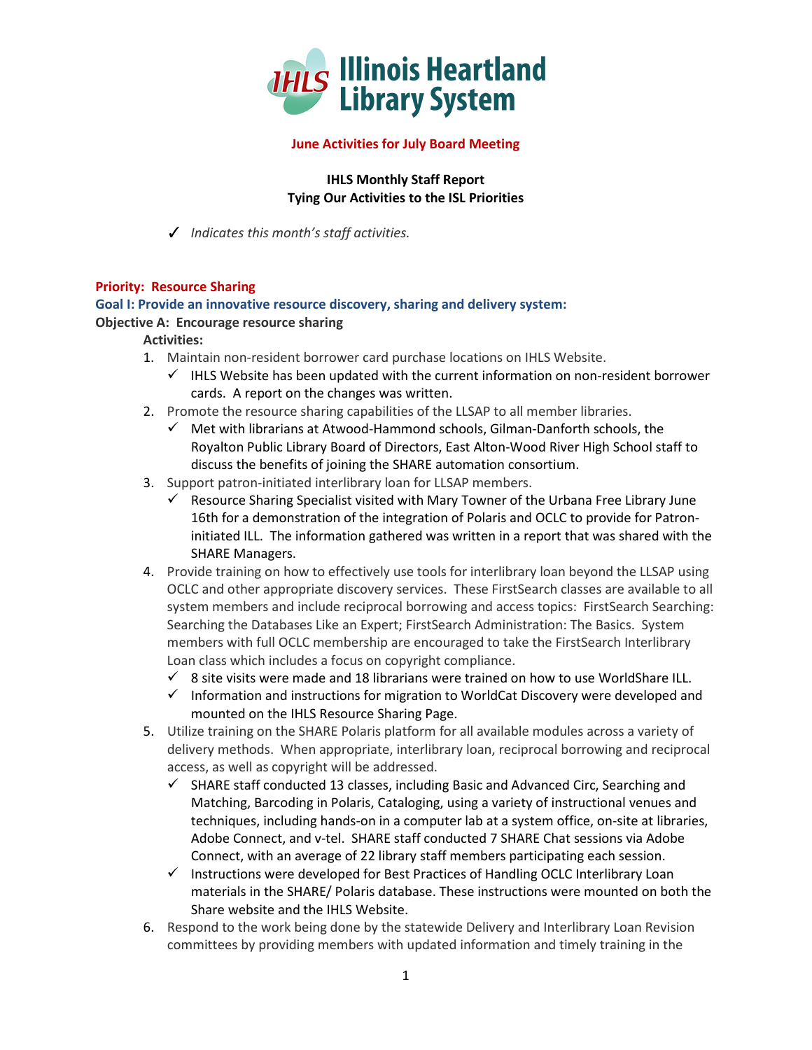Illinois Heartland Library System

**June Activities for July Board Meeting**

**IHLS Monthly Staff Report**
**Tying Our Activities to the ISL Priorities**

✓ *Indicates this month's staff activities.*

**Priority: Resource Sharing**

**Goal I: Provide an innovative resource discovery, sharing and delivery system:**

**Objective A: Encourage resource sharing**

**Activities:**

1. Maintain non-resident borrower card purchase locations on IHLS Website.
   - ✓ IHLS Website has been updated with the current information on non-resident borrower cards. A report on the changes was written.
2. Promote the resource sharing capabilities of the LLSAP to all member libraries.
   - ✓ Met with librarians at Atwood-Hammond schools, Gilman-Danforth schools, the Royalton Public Library Board of Directors, East Alton-Wood River High School staff to discuss the benefits of joining the SHARE automation consortium.
3. Support patron-initiated interlibrary loan for LLSAP members.
   - ✓ Resource Sharing Specialist visited with Mary Towner of the Urbana Free Library June 16th for a demonstration of the integration of Polaris and OCLC to provide for Patron-initiated ILL. The information gathered was written in a report that was shared with the SHARE Managers.
4. Provide training on how to effectively use tools for interlibrary loan beyond the LLSAP using OCLC and other appropriate discovery services. These FirstSearch classes are available to all system members and include reciprocal borrowing and access topics: FirstSearch Searching: Searching the Databases Like an Expert; FirstSearch Administration: The Basics. System members with full OCLC membership are encouraged to take the FirstSearch Interlibrary Loan class which includes a focus on copyright compliance.
   - ✓ 8 site visits were made and 18 librarians were trained on how to use WorldShare ILL.
   - ✓ Information and instructions for migration to WorldCat Discovery were developed and mounted on the IHLS Resource Sharing Page.
5. Utilize training on the SHARE Polaris platform for all available modules across a variety of delivery methods. When appropriate, interlibrary loan, reciprocal borrowing and reciprocal access, as well as copyright will be addressed.
   - ✓ SHARE staff conducted 13 classes, including Basic and Advanced Circ, Searching and Matching, Barcoding in Polaris, Cataloging, using a variety of instructional venues and techniques, including hands-on in a computer lab at a system office, on-site at libraries, Adobe Connect, and v-tel. SHARE staff conducted 7 SHARE Chat sessions via Adobe Connect, with an average of 22 library staff members participating each session.
   - ✓ Instructions were developed for Best Practices of Handling OCLC Interlibrary Loan materials in the SHARE/ Polaris database. These instructions were mounted on both the Share website and the IHLS Website.
6. Respond to the work being done by the statewide Delivery and Interlibrary Loan Revision committees by providing members with updated information and timely training in the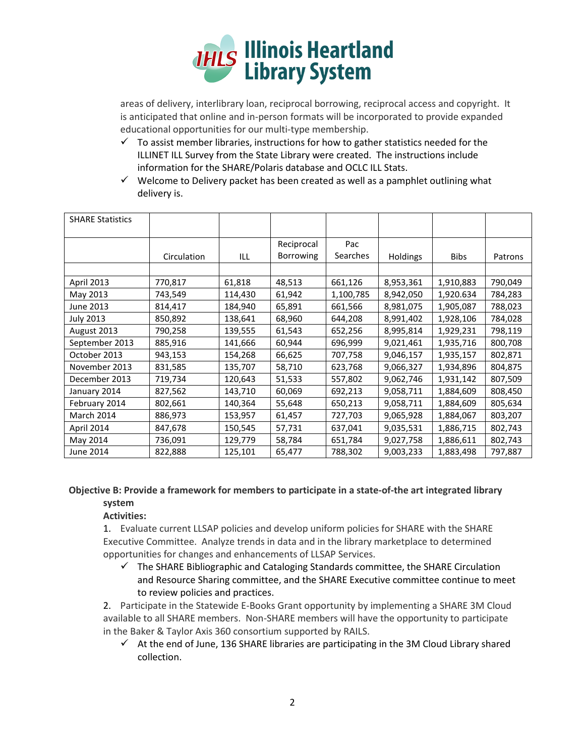areas of delivery, interlibrary loan, reciprocal borrowing, reciprocal access and copyright. It is anticipated that online and in-person formats will be incorporated to provide expanded educational opportunities for our multi-type membership.

- ✓ To assist member libraries, instructions for how to gather statistics needed for the ILLINET ILL Survey from the State Library were created. The instructions include information for the SHARE/Polaris database and OCLC ILL Stats.
- ✓ Welcome to Delivery packet has been created as well as a pamphlet outlining what delivery is.

| SHARE Statistics | | | | | | | |
|---|---|---|---|---|---|---|---|
| | Circulation | ILL | Reciprocal Borrowing | Pac Searches | Holdings | Bibs | Patrons |
| | | | | | | | |
| April 2013 | 770,817 | 61,818 | 48,513 | 661,126 | 8,953,361 | 1,910,883 | 790,049 |
| May 2013 | 743,549 | 114,430 | 61,942 | 1,100,785 | 8,942,050 | 1,920.634 | 784,283 |
| June 2013 | 814,417 | 184,940 | 65,891 | 661,566 | 8,981,075 | 1,905,087 | 788,023 |
| July 2013 | 850,892 | 138,641 | 68,960 | 644,208 | 8,991,402 | 1,928,106 | 784,028 |
| August 2013 | 790,258 | 139,555 | 61,543 | 652,256 | 8,995,814 | 1,929,231 | 798,119 |
| September 2013 | 885,916 | 141,666 | 60,944 | 696,999 | 9,021,461 | 1,935,716 | 800,708 |
| October 2013 | 943,153 | 154,268 | 66,625 | 707,758 | 9,046,157 | 1,935,157 | 802,871 |
| November 2013 | 831,585 | 135,707 | 58,710 | 623,768 | 9,066,327 | 1,934,896 | 804,875 |
| December 2013 | 719,734 | 120,643 | 51,533 | 557,802 | 9,062,746 | 1,931,142 | 807,509 |
| January 2014 | 827,562 | 143,710 | 60,069 | 692,213 | 9,058,711 | 1,884,609 | 808,450 |
| February 2014 | 802,661 | 140,364 | 55,648 | 650,213 | 9,058,711 | 1,884,609 | 805,634 |
| March 2014 | 886,973 | 153,957 | 61,457 | 727,703 | 9,065,928 | 1,884,067 | 803,207 |
| April 2014 | 847,678 | 150,545 | 57,731 | 637,041 | 9,035,531 | 1,886,715 | 802,743 |
| May 2014 | 736,091 | 129,779 | 58,784 | 651,784 | 9,027,758 | 1,886,611 | 802,743 |
| June 2014 | 822,888 | 125,101 | 65,477 | 788,302 | 9,003,233 | 1,883,498 | 797,887 |

**Objective B: Provide a framework for members to participate in a state-of-the art integrated library system**

**Activities:**

1. Evaluate current LLSAP policies and develop uniform policies for SHARE with the SHARE Executive Committee. Analyze trends in data and in the library marketplace to determined opportunities for changes and enhancements of LLSAP Services.
   - ✓ The SHARE Bibliographic and Cataloging Standards committee, the SHARE Circulation and Resource Sharing committee, and the SHARE Executive committee continue to meet to review policies and practices.
2. Participate in the Statewide E-Books Grant opportunity by implementing a SHARE 3M Cloud available to all SHARE members. Non-SHARE members will have the opportunity to participate in the Baker & Taylor Axis 360 consortium supported by RAILS.
   - ✓ At the end of June, 136 SHARE libraries are participating in the 3M Cloud Library shared collection.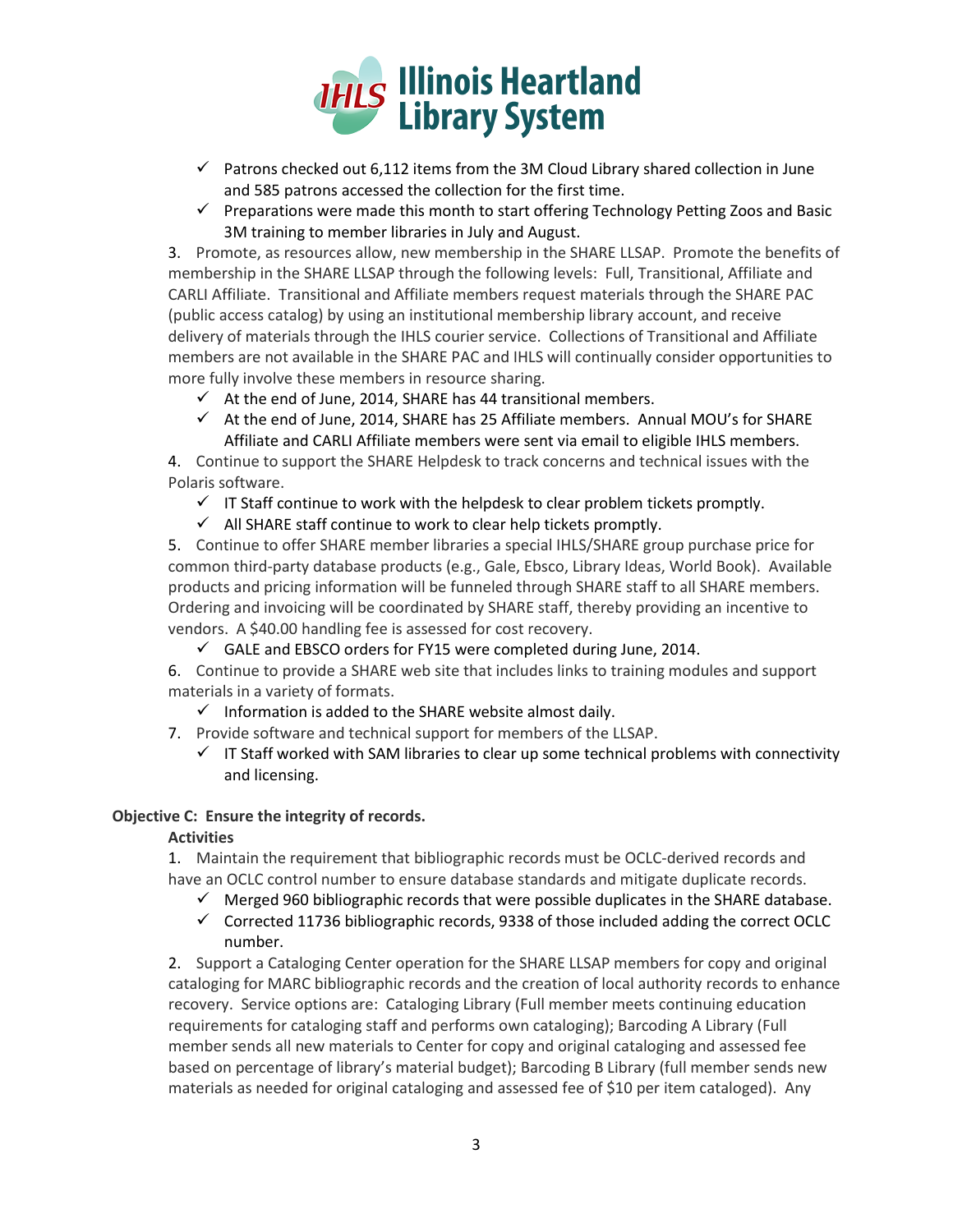- ✓ Patrons checked out 6,112 items from the 3M Cloud Library shared collection in June and 585 patrons accessed the collection for the first time.
- ✓ Preparations were made this month to start offering Technology Petting Zoos and Basic 3M training to member libraries in July and August.

3. Promote, as resources allow, new membership in the SHARE LLSAP. Promote the benefits of membership in the SHARE LLSAP through the following levels: Full, Transitional, Affiliate and CARLI Affiliate. Transitional and Affiliate members request materials through the SHARE PAC (public access catalog) by using an institutional membership library account, and receive delivery of materials through the IHLS courier service. Collections of Transitional and Affiliate members are not available in the SHARE PAC and IHLS will continually consider opportunities to more fully involve these members in resource sharing.
   - ✓ At the end of June, 2014, SHARE has 44 transitional members.
   - ✓ At the end of June, 2014, SHARE has 25 Affiliate members. Annual MOU's for SHARE Affiliate and CARLI Affiliate members were sent via email to eligible IHLS members.
4. Continue to support the SHARE Helpdesk to track concerns and technical issues with the Polaris software.
   - ✓ IT Staff continue to work with the helpdesk to clear problem tickets promptly.
   - ✓ All SHARE staff continue to work to clear help tickets promptly.
5. Continue to offer SHARE member libraries a special IHLS/SHARE group purchase price for common third-party database products (e.g., Gale, Ebsco, Library Ideas, World Book). Available products and pricing information will be funneled through SHARE staff to all SHARE members. Ordering and invoicing will be coordinated by SHARE staff, thereby providing an incentive to vendors. A $40.00 handling fee is assessed for cost recovery.
   - ✓ GALE and EBSCO orders for FY15 were completed during June, 2014.
6. Continue to provide a SHARE web site that includes links to training modules and support materials in a variety of formats.
   - ✓ Information is added to the SHARE website almost daily.
7. Provide software and technical support for members of the LLSAP.
   - ✓ IT Staff worked with SAM libraries to clear up some technical problems with connectivity and licensing.

**Objective C: Ensure the integrity of records.**

**Activities**

1. Maintain the requirement that bibliographic records must be OCLC-derived records and have an OCLC control number to ensure database standards and mitigate duplicate records.
   - ✓ Merged 960 bibliographic records that were possible duplicates in the SHARE database.
   - ✓ Corrected 11736 bibliographic records, 9338 of those included adding the correct OCLC number.
2. Support a Cataloging Center operation for the SHARE LLSAP members for copy and original cataloging for MARC bibliographic records and the creation of local authority records to enhance recovery. Service options are: Cataloging Library (Full member meets continuing education requirements for cataloging staff and performs own cataloging); Barcoding A Library (Full member sends all new materials to Center for copy and original cataloging and assessed fee based on percentage of library's material budget); Barcoding B Library (full member sends new materials as needed for original cataloging and assessed fee of $10 per item cataloged). Any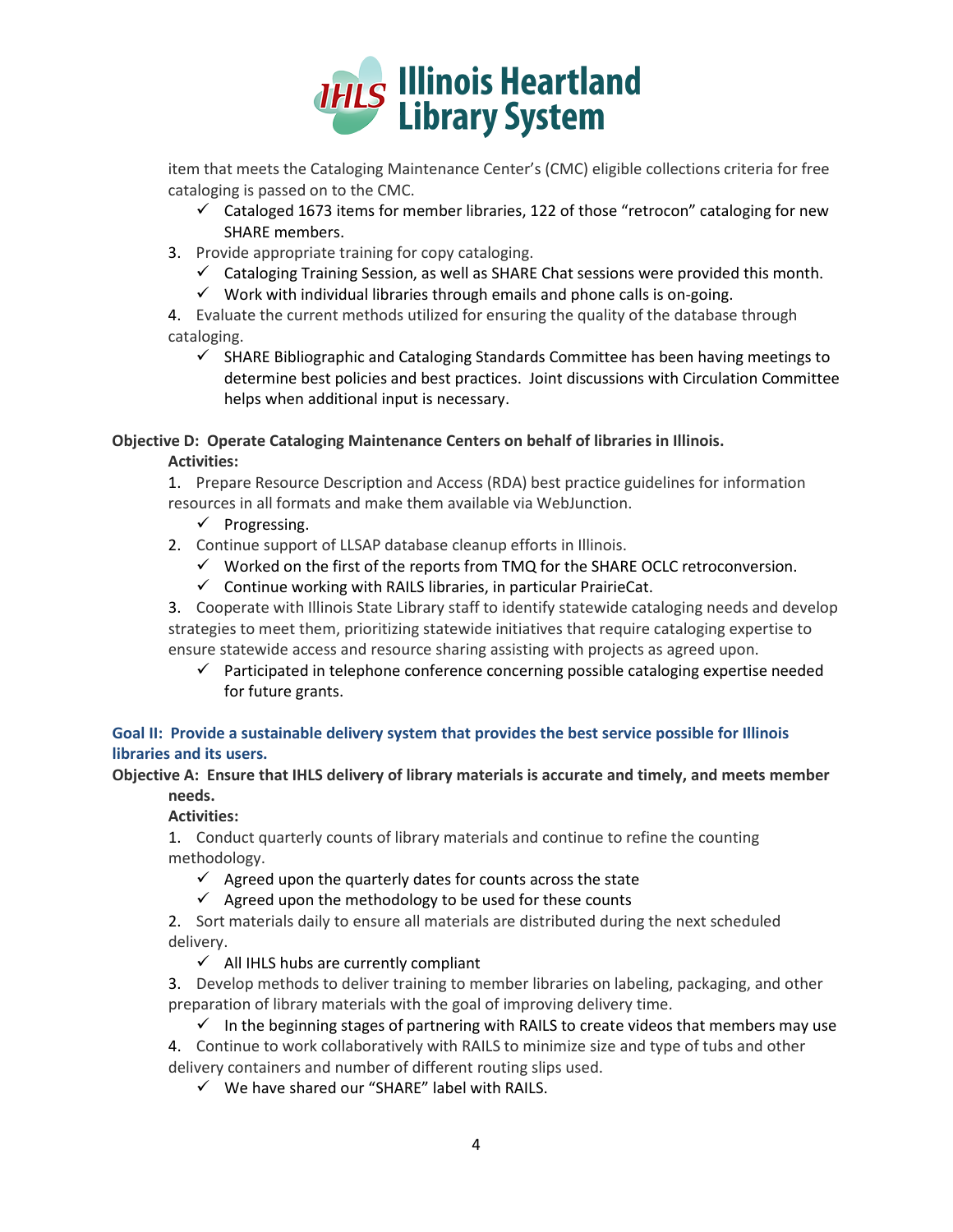item that meets the Cataloging Maintenance Center's (CMC) eligible collections criteria for free cataloging is passed on to the CMC.

- ✓ Cataloged 1673 items for member libraries, 122 of those "retrocon" cataloging for new SHARE members.

3. Provide appropriate training for copy cataloging.
   - ✓ Cataloging Training Session, as well as SHARE Chat sessions were provided this month.
   - ✓ Work with individual libraries through emails and phone calls is on-going.
4. Evaluate the current methods utilized for ensuring the quality of the database through cataloging.
   - ✓ SHARE Bibliographic and Cataloging Standards Committee has been having meetings to determine best policies and best practices. Joint discussions with Circulation Committee helps when additional input is necessary.

**Objective D: Operate Cataloging Maintenance Centers on behalf of libraries in Illinois.**

**Activities:**

1. Prepare Resource Description and Access (RDA) best practice guidelines for information resources in all formats and make them available via WebJunction.
   - ✓ Progressing.
2. Continue support of LLSAP database cleanup efforts in Illinois.
   - ✓ Worked on the first of the reports from TMQ for the SHARE OCLC retroconversion.
   - ✓ Continue working with RAILS libraries, in particular PrairieCat.
3. Cooperate with Illinois State Library staff to identify statewide cataloging needs and develop strategies to meet them, prioritizing statewide initiatives that require cataloging expertise to ensure statewide access and resource sharing assisting with projects as agreed upon.
   - ✓ Participated in telephone conference concerning possible cataloging expertise needed for future grants.

## Goal II: Provide a sustainable delivery system that provides the best service possible for Illinois libraries and its users.

**Objective A: Ensure that IHLS delivery of library materials is accurate and timely, and meets member needs.**

**Activities:**

1. Conduct quarterly counts of library materials and continue to refine the counting methodology.
   - ✓ Agreed upon the quarterly dates for counts across the state
   - ✓ Agreed upon the methodology to be used for these counts
2. Sort materials daily to ensure all materials are distributed during the next scheduled delivery.
   - ✓ All IHLS hubs are currently compliant
3. Develop methods to deliver training to member libraries on labeling, packaging, and other preparation of library materials with the goal of improving delivery time.
   - ✓ In the beginning stages of partnering with RAILS to create videos that members may use
4. Continue to work collaboratively with RAILS to minimize size and type of tubs and other delivery containers and number of different routing slips used.
   - ✓ We have shared our "SHARE" label with RAILS.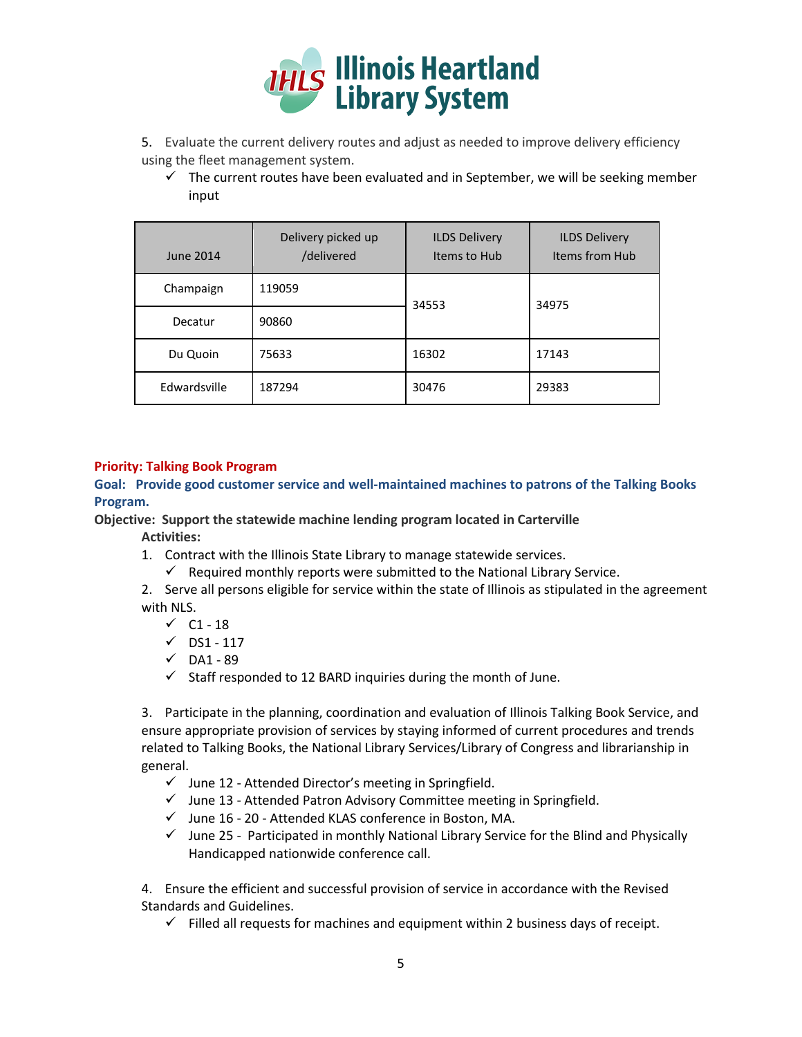5. Evaluate the current delivery routes and adjust as needed to improve delivery efficiency using the fleet management system.

- ✓ The current routes have been evaluated and in September, we will be seeking member input

| June 2014 | Delivery picked up /delivered | ILDS Delivery Items to Hub | ILDS Delivery Items from Hub |
|---|---|---|---|
| Champaign | 119059 | 34553 | 34975 |
| Decatur | 90860 | | |
| Du Quoin | 75633 | 16302 | 17143 |
| Edwardsville | 187294 | 30476 | 29383 |

**Priority: Talking Book Program**

**Goal: Provide good customer service and well-maintained machines to patrons of the Talking Books Program.**

**Objective: Support the statewide machine lending program located in Carterville**

**Activities:**

1. Contract with the Illinois State Library to manage statewide services.
   - ✓ Required monthly reports were submitted to the National Library Service.
2. Serve all persons eligible for service within the state of Illinois as stipulated in the agreement with NLS.
   - ✓ C1 - 18
   - ✓ DS1 - 117
   - ✓ DA1 - 89
   - ✓ Staff responded to 12 BARD inquiries during the month of June.

3. Participate in the planning, coordination and evaluation of Illinois Talking Book Service, and ensure appropriate provision of services by staying informed of current procedures and trends related to Talking Books, the National Library Services/Library of Congress and librarianship in general.
   - ✓ June 12 - Attended Director's meeting in Springfield.
   - ✓ June 13 - Attended Patron Advisory Committee meeting in Springfield.
   - ✓ June 16 - 20 - Attended KLAS conference in Boston, MA.
   - ✓ June 25 - Participated in monthly National Library Service for the Blind and Physically Handicapped nationwide conference call.

4. Ensure the efficient and successful provision of service in accordance with the Revised Standards and Guidelines.
   - ✓ Filled all requests for machines and equipment within 2 business days of receipt.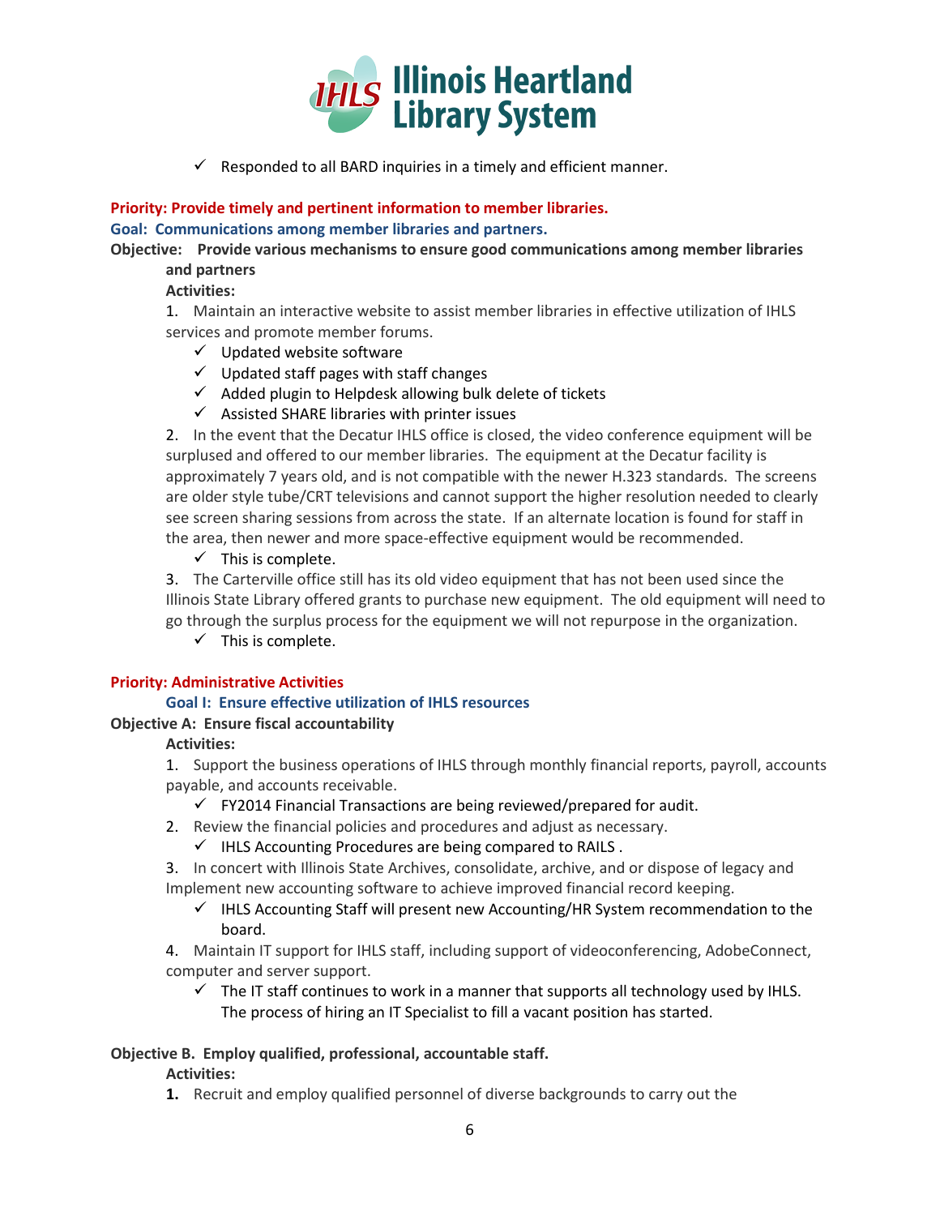- ✓ Responded to all BARD inquiries in a timely and efficient manner.

**Priority: Provide timely and pertinent information to member libraries.**

**Goal: Communications among member libraries and partners.**

**Objective: Provide various mechanisms to ensure good communications among member libraries and partners**

**Activities:**

1. Maintain an interactive website to assist member libraries in effective utilization of IHLS services and promote member forums.
   - ✓ Updated website software
   - ✓ Updated staff pages with staff changes
   - ✓ Added plugin to Helpdesk allowing bulk delete of tickets
   - ✓ Assisted SHARE libraries with printer issues
2. In the event that the Decatur IHLS office is closed, the video conference equipment will be surplused and offered to our member libraries. The equipment at the Decatur facility is approximately 7 years old, and is not compatible with the newer H.323 standards. The screens are older style tube/CRT televisions and cannot support the higher resolution needed to clearly see screen sharing sessions from across the state. If an alternate location is found for staff in the area, then newer and more space-effective equipment would be recommended.
   - ✓ This is complete.
3. The Carterville office still has its old video equipment that has not been used since the Illinois State Library offered grants to purchase new equipment. The old equipment will need to go through the surplus process for the equipment we will not repurpose in the organization.
   - ✓ This is complete.

**Priority: Administrative Activities**

**Goal I: Ensure effective utilization of IHLS resources**

**Objective A: Ensure fiscal accountability**

**Activities:**

1. Support the business operations of IHLS through monthly financial reports, payroll, accounts payable, and accounts receivable.
   - ✓ FY2014 Financial Transactions are being reviewed/prepared for audit.
2. Review the financial policies and procedures and adjust as necessary.
   - ✓ IHLS Accounting Procedures are being compared to RAILS .
3. In concert with Illinois State Archives, consolidate, archive, and or dispose of legacy and Implement new accounting software to achieve improved financial record keeping.
   - ✓ IHLS Accounting Staff will present new Accounting/HR System recommendation to the board.
4. Maintain IT support for IHLS staff, including support of videoconferencing, AdobeConnect, computer and server support.
   - ✓ The IT staff continues to work in a manner that supports all technology used by IHLS. The process of hiring an IT Specialist to fill a vacant position has started.

**Objective B. Employ qualified, professional, accountable staff.**

**Activities:**

**1.** Recruit and employ qualified personnel of diverse backgrounds to carry out the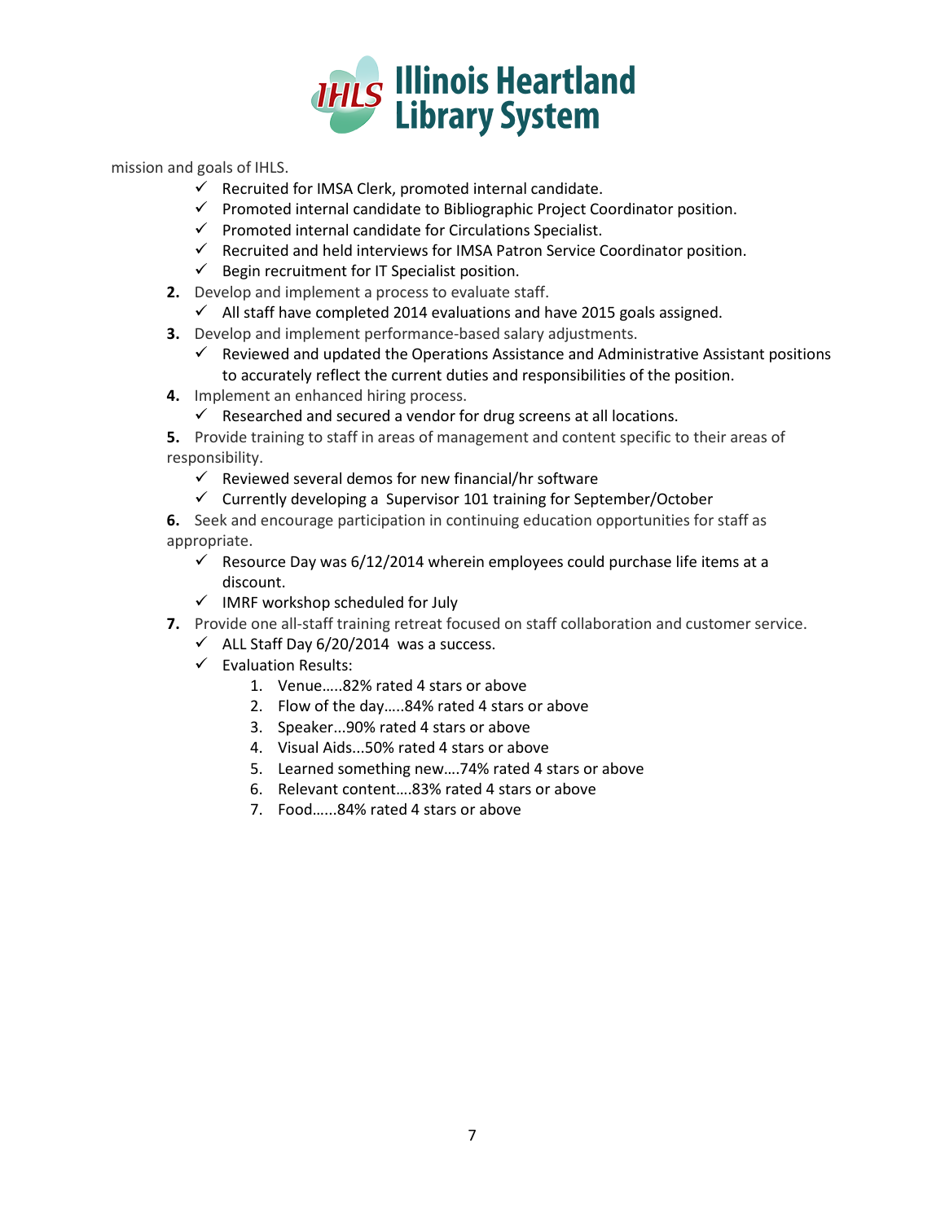mission and goals of IHLS.

- ✓ Recruited for IMSA Clerk, promoted internal candidate.
- ✓ Promoted internal candidate to Bibliographic Project Coordinator position.
- ✓ Promoted internal candidate for Circulations Specialist.
- ✓ Recruited and held interviews for IMSA Patron Service Coordinator position.
- ✓ Begin recruitment for IT Specialist position.

**2.** Develop and implement a process to evaluate staff.

- ✓ All staff have completed 2014 evaluations and have 2015 goals assigned.

**3.** Develop and implement performance-based salary adjustments.

- ✓ Reviewed and updated the Operations Assistance and Administrative Assistant positions to accurately reflect the current duties and responsibilities of the position.

**4.** Implement an enhanced hiring process.

- ✓ Researched and secured a vendor for drug screens at all locations.

**5.** Provide training to staff in areas of management and content specific to their areas of responsibility.

- ✓ Reviewed several demos for new financial/hr software
- ✓ Currently developing a Supervisor 101 training for September/October

**6.** Seek and encourage participation in continuing education opportunities for staff as appropriate.

- ✓ Resource Day was 6/12/2014 wherein employees could purchase life items at a discount.
- ✓ IMRF workshop scheduled for July

**7.** Provide one all-staff training retreat focused on staff collaboration and customer service.

- ✓ ALL Staff Day 6/20/2014 was a success.
- ✓ Evaluation Results:
    1. Venue…..82% rated 4 stars or above
    2. Flow of the day…..84% rated 4 stars or above
    3. Speaker…90% rated 4 stars or above
    4. Visual Aids…50% rated 4 stars or above
    5. Learned something new….74% rated 4 stars or above
    6. Relevant content….83% rated 4 stars or above
    7. Food……84% rated 4 stars or above